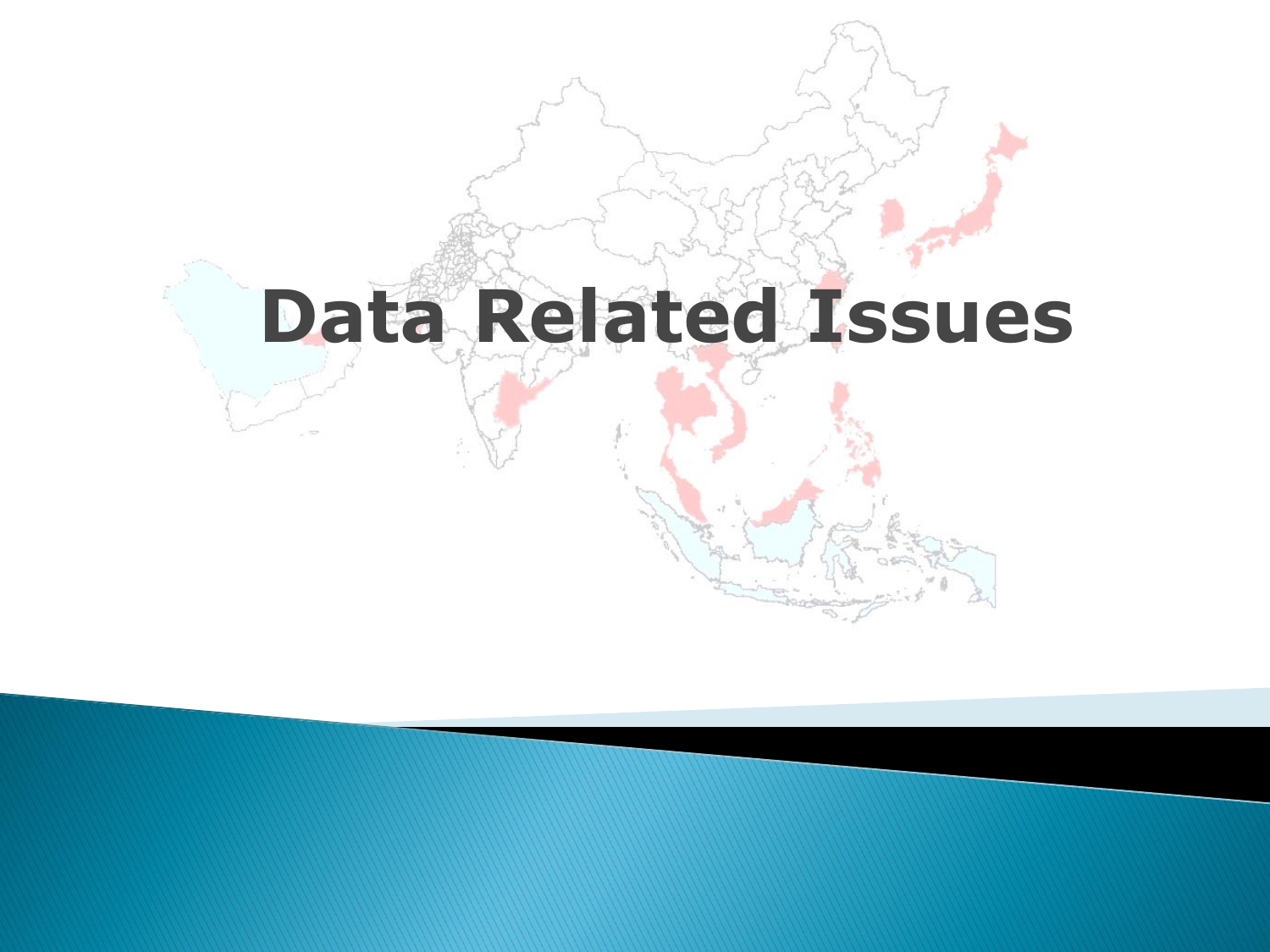# Data Related Issues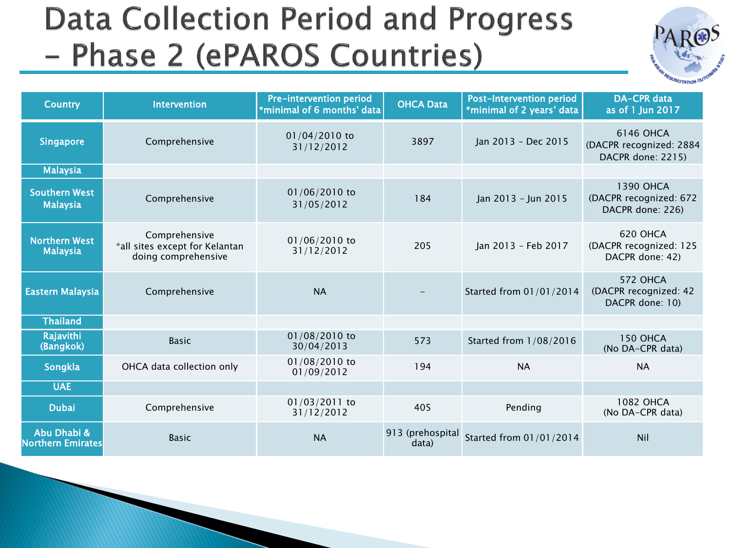# Data Collection Period and Progress – Phase 2 (ePAROS Countries)

| Country | Intervention | Pre-intervention period *minimal of 6 months' data | OHCA Data | Post-Intervention period *minimal of 2 years' data | DA-CPR data as of 1 Jun 2017 |
|---|---|---|---|---|---|
| Singapore | Comprehensive | 01/04/2010 to 31/12/2012 | 3897 | Jan 2013 – Dec 2015 | 6146 OHCA (DACPR recognized: 2884 DACPR done: 2215) |
| Malaysia | | | | | |
| Southern West Malaysia | Comprehensive | 01/06/2010 to 31/05/2012 | 184 | Jan 2013 – Jun 2015 | 1390 OHCA (DACPR recognized: 672 DACPR done: 226) |
| Northern West Malaysia | Comprehensive *all sites except for Kelantan doing comprehensive | 01/06/2010 to 31/12/2012 | 205 | Jan 2013 – Feb 2017 | 620 OHCA (DACPR recognized: 125 DACPR done: 42) |
| Eastern Malaysia | Comprehensive | NA | – | Started from 01/01/2014 | 572 OHCA (DACPR recognized: 42 DACPR done: 10) |
| Thailand | | | | | |
| Rajavithi (Bangkok) | Basic | 01/08/2010 to 30/04/2013 | 573 | Started from 1/08/2016 | 150 OHCA (No DA-CPR data) |
| Songkla | OHCA data collection only | 01/08/2010 to 01/09/2012 | 194 | NA | NA |
| UAE | | | | | |
| Dubai | Comprehensive | 01/03/2011 to 31/12/2012 | 405 | Pending | 1082 OHCA (No DA-CPR data) |
| Abu Dhabi & Northern Emirates | Basic | NA | 913 (prehospital data) | Started from 01/01/2014 | Nil |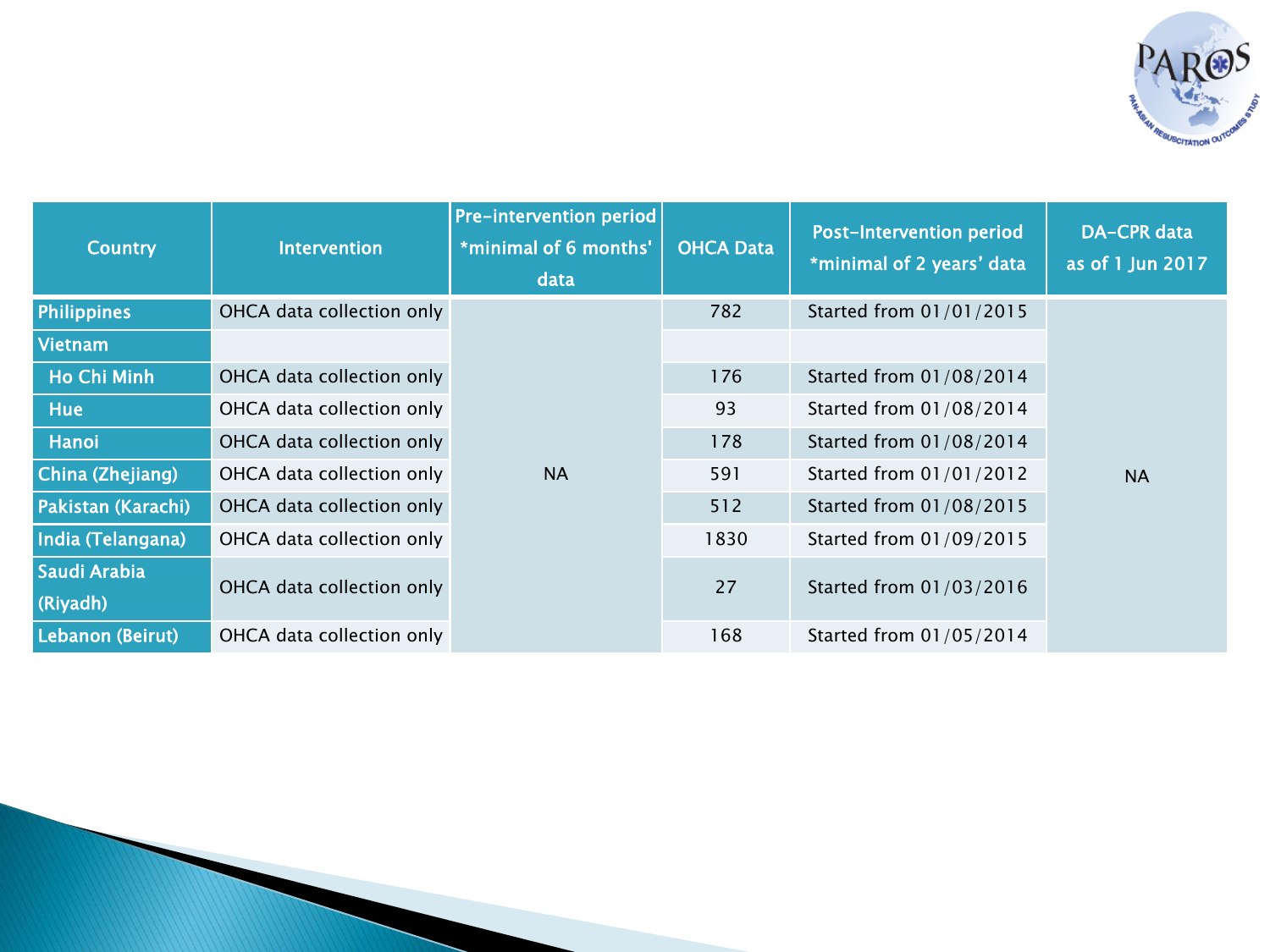| Country | Intervention | Pre-intervention period *minimal of 6 months' data | OHCA Data | Post-Intervention period *minimal of 2 years' data | DA-CPR data as of 1 Jun 2017 |
|---|---|---|---|---|---|
| Philippines | OHCA data collection only | NA | 782 | Started from 01/01/2015 | NA |
| Vietnam | | | | | |
| Ho Chi Minh | OHCA data collection only | | 176 | Started from 01/08/2014 | |
| Hue | OHCA data collection only | | 93 | Started from 01/08/2014 | |
| Hanoi | OHCA data collection only | | 178 | Started from 01/08/2014 | |
| China (Zhejiang) | OHCA data collection only | | 591 | Started from 01/01/2012 | |
| Pakistan (Karachi) | OHCA data collection only | | 512 | Started from 01/08/2015 | |
| India (Telangana) | OHCA data collection only | | 1830 | Started from 01/09/2015 | |
| Saudi Arabia (Riyadh) | OHCA data collection only | | 27 | Started from 01/03/2016 | |
| Lebanon (Beirut) | OHCA data collection only | | 168 | Started from 01/05/2014 | |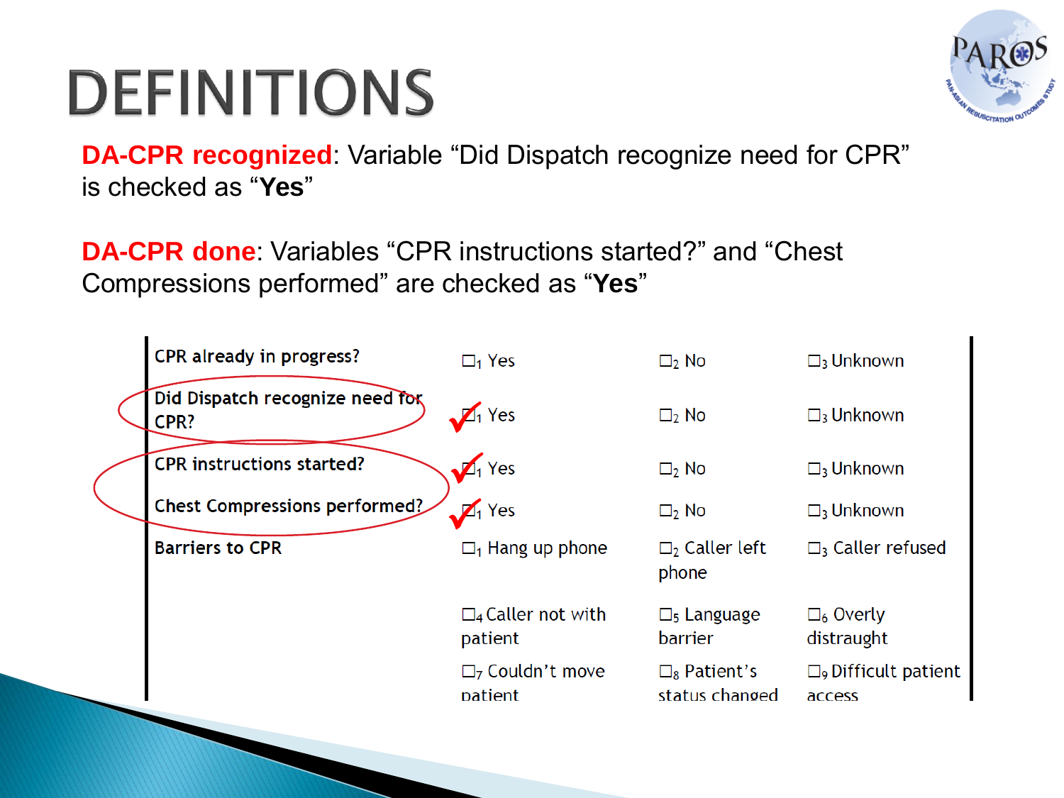# DEFINITIONS

**DA-CPR recognized**: Variable "Did Dispatch recognize need for CPR" is checked as "**Yes**"

**DA-CPR done**: Variables "CPR instructions started?" and "Chest Compressions performed" are checked as "**Yes**"

| | | | |
|---|---|---|---|
| CPR already in progress? | ☐1 Yes | ☐2 No | ☐3 Unknown |
| Did Dispatch recognize need for CPR? | ☑1 Yes | ☐2 No | ☐3 Unknown |
| CPR instructions started? | ☑1 Yes | ☐2 No | ☐3 Unknown |
| Chest Compressions performed? | ☑1 Yes | ☐2 No | ☐3 Unknown |
| Barriers to CPR | ☐1 Hang up phone | ☐2 Caller left phone | ☐3 Caller refused |
| | ☐4 Caller not with patient | ☐5 Language barrier | ☐6 Overly distraught |
| | ☐7 Couldn't move patient | ☐8 Patient's status changed | ☐9 Difficult patient access |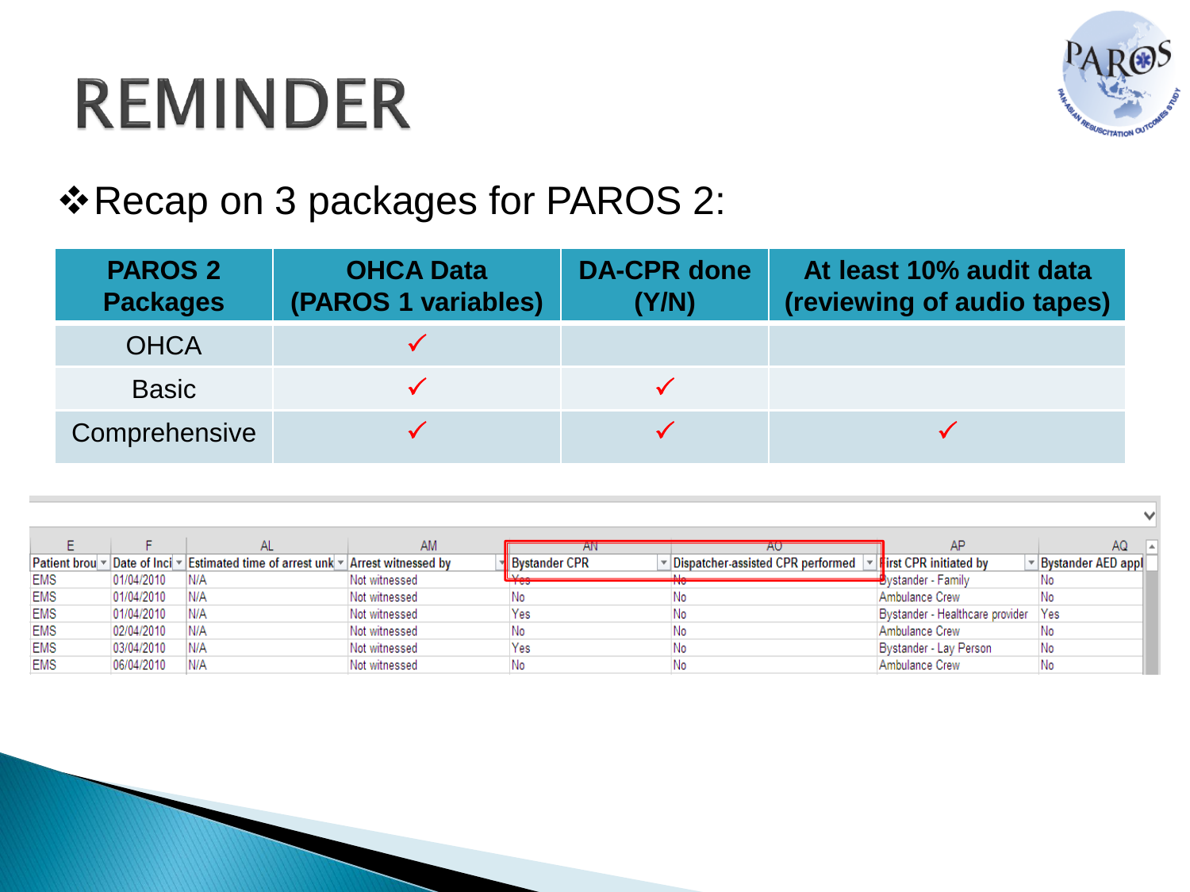# REMINDER

❖ Recap on 3 packages for PAROS 2:

| PAROS 2 Packages | OHCA Data (PAROS 1 variables) | DA-CPR done (Y/N) | At least 10% audit data (reviewing of audio tapes) |
|---|---|---|---|
| OHCA | ✓ | | |
| Basic | ✓ | ✓ | |
| Comprehensive | ✓ | ✓ | ✓ |

| E | F | AL | AM | AN | AO | AP | AQ |
|---|---|---|---|---|---|---|---|
| Patient brou | Date of Inci | Estimated time of arrest unk | Arrest witnessed by | Bystander CPR | Dispatcher-assisted CPR performed | First CPR initiated by | Bystander AED appl |
| EMS | 01/04/2010 | N/A | Not witnessed | Yes | No | Bystander - Family | No |
| EMS | 01/04/2010 | N/A | Not witnessed | No | No | Ambulance Crew | No |
| EMS | 01/04/2010 | N/A | Not witnessed | Yes | No | Bystander - Healthcare provider | Yes |
| EMS | 02/04/2010 | N/A | Not witnessed | No | No | Ambulance Crew | No |
| EMS | 03/04/2010 | N/A | Not witnessed | Yes | No | Bystander - Lay Person | No |
| EMS | 06/04/2010 | N/A | Not witnessed | No | No | Ambulance Crew | No |